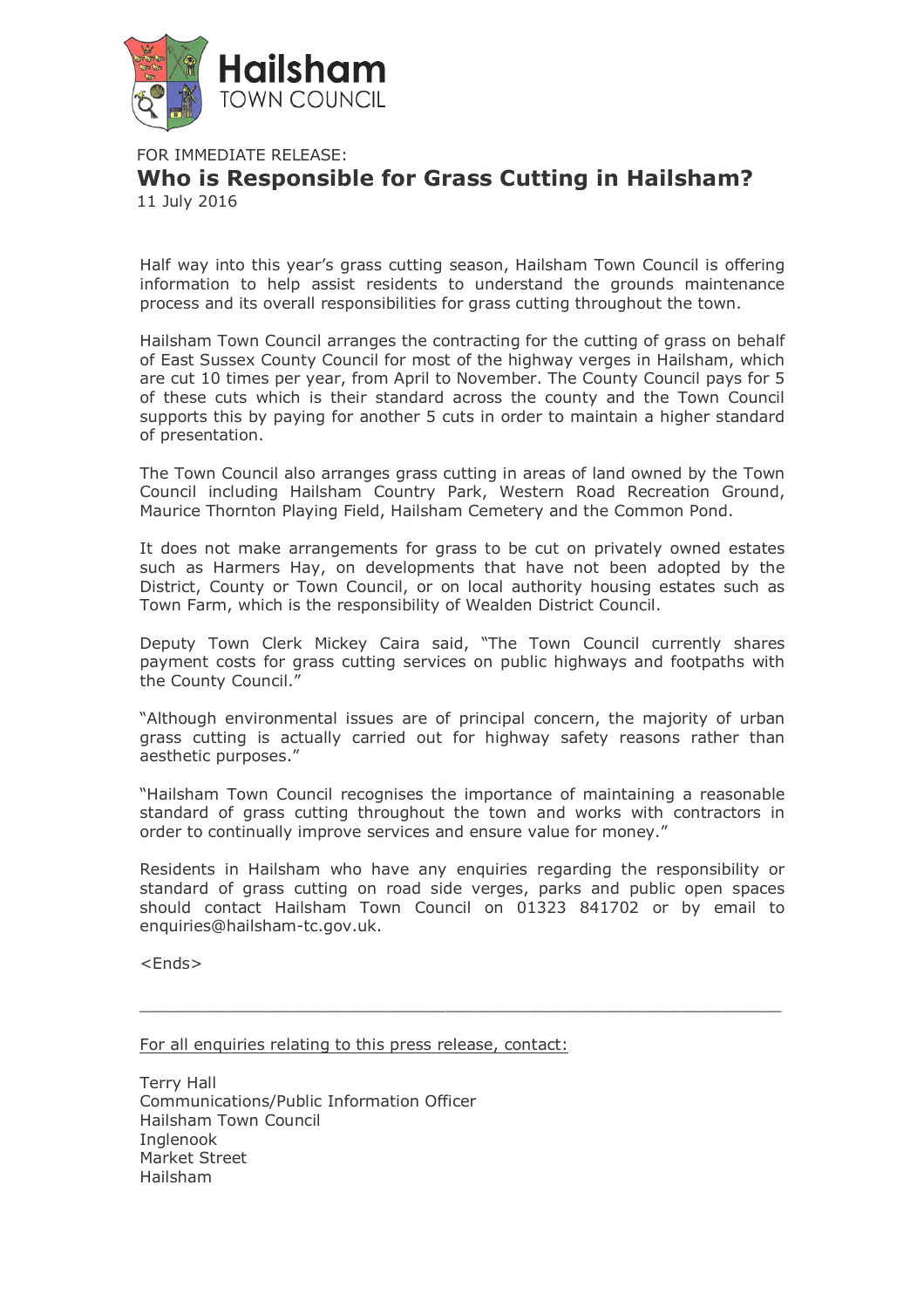Hailsham
TOWN COUNCIL

FOR IMMEDIATE RELEASE:

# Who is Responsible for Grass Cutting in Hailsham?

11 July 2016

Half way into this year's grass cutting season, Hailsham Town Council is offering information to help assist residents to understand the grounds maintenance process and its overall responsibilities for grass cutting throughout the town.

Hailsham Town Council arranges the contracting for the cutting of grass on behalf of East Sussex County Council for most of the highway verges in Hailsham, which are cut 10 times per year, from April to November. The County Council pays for 5 of these cuts which is their standard across the county and the Town Council supports this by paying for another 5 cuts in order to maintain a higher standard of presentation.

The Town Council also arranges grass cutting in areas of land owned by the Town Council including Hailsham Country Park, Western Road Recreation Ground, Maurice Thornton Playing Field, Hailsham Cemetery and the Common Pond.

It does not make arrangements for grass to be cut on privately owned estates such as Harmers Hay, on developments that have not been adopted by the District, County or Town Council, or on local authority housing estates such as Town Farm, which is the responsibility of Wealden District Council.

Deputy Town Clerk Mickey Caira said, "The Town Council currently shares payment costs for grass cutting services on public highways and footpaths with the County Council."

"Although environmental issues are of principal concern, the majority of urban grass cutting is actually carried out for highway safety reasons rather than aesthetic purposes."

"Hailsham Town Council recognises the importance of maintaining a reasonable standard of grass cutting throughout the town and works with contractors in order to continually improve services and ensure value for money."

Residents in Hailsham who have any enquiries regarding the responsibility or standard of grass cutting on road side verges, parks and public open spaces should contact Hailsham Town Council on 01323 841702 or by email to enquiries@hailsham-tc.gov.uk.

<Ends>

---

For all enquiries relating to this press release, contact:

Terry Hall
Communications/Public Information Officer
Hailsham Town Council
Inglenook
Market Street
Hailsham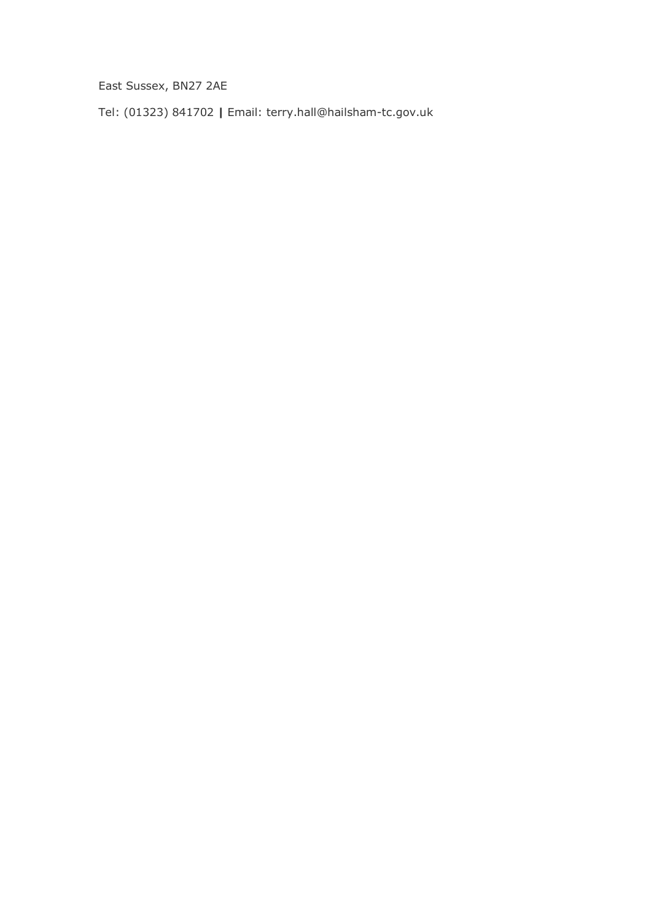East Sussex, BN27 2AE

Tel: (01323) 841702 **|** Email: terry.hall@hailsham-tc.gov.uk